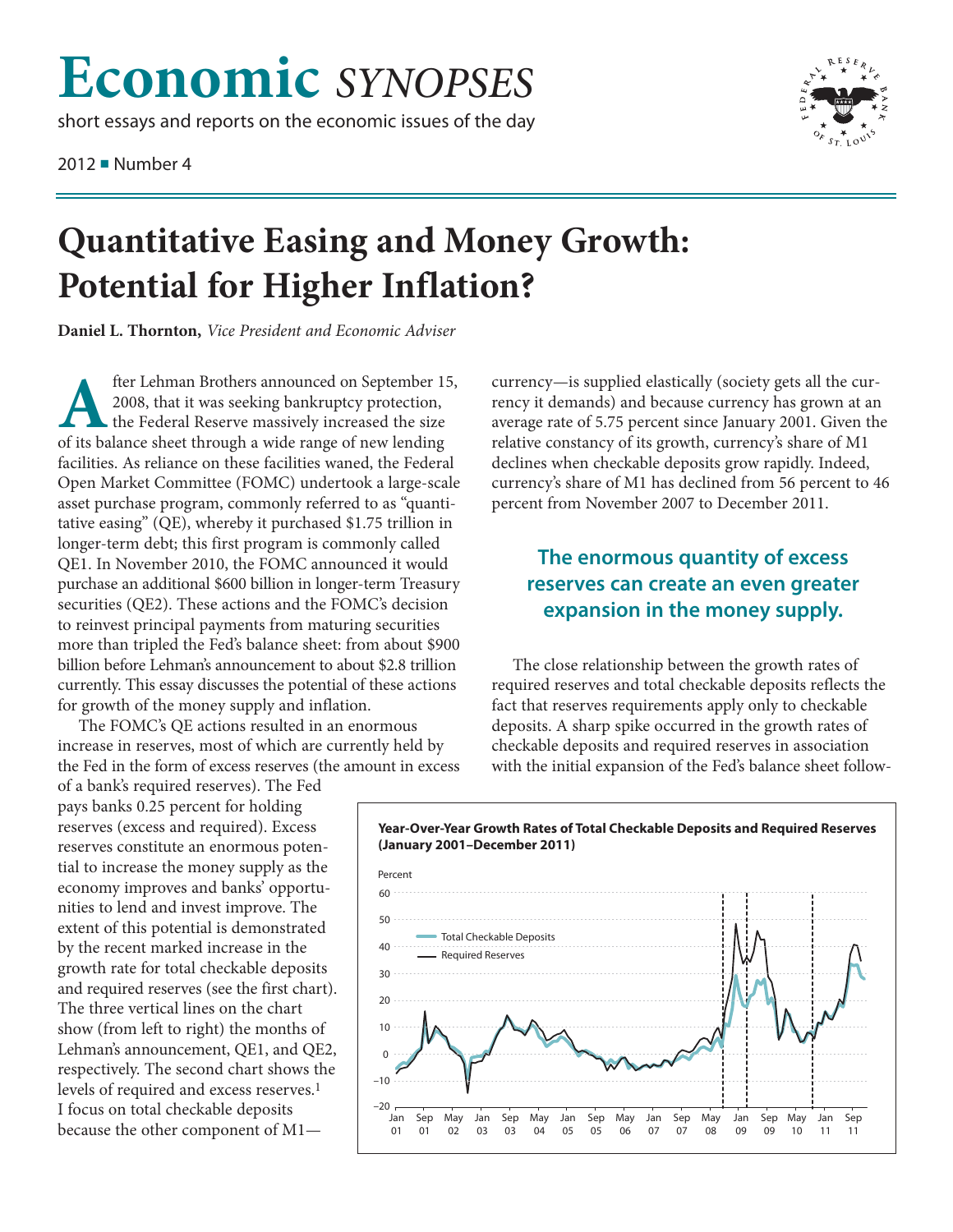# Economic *SYNOPSES*

short essays and reports on the economic issues of the day

2012 ■ Number 4

# Quantitative Easing and Money Growth: Potential for Higher Inflation?

**Daniel L. Thornton,** *Vice President and Economic Adviser*

After Lehman Brothers announced on September 15, 2008, that it was seeking bankruptcy protection, the Federal Reserve massively increased the size of its balance sheet through a wide range of new lending facilities. As reliance on these facilities waned, the Federal Open Market Committee (FOMC) undertook a large-scale asset purchase program, commonly referred to as "quantitative easing" (QE), whereby it purchased $1.75 trillion in longer-term debt; this first program is commonly called QE1. In November 2010, the FOMC announced it would purchase an additional $600 billion in longer-term Treasury securities (QE2). These actions and the FOMC's decision to reinvest principal payments from maturing securities more than tripled the Fed's balance sheet: from about $900 billion before Lehman's announcement to about $2.8 trillion currently. This essay discusses the potential of these actions for growth of the money supply and inflation.

The FOMC's QE actions resulted in an enormous increase in reserves, most of which are currently held by the Fed in the form of excess reserves (the amount in excess of a bank's required reserves). The Fed pays banks 0.25 percent for holding reserves (excess and required). Excess reserves constitute an enormous potential to increase the money supply as the economy improves and banks' opportunities to lend and invest improve. The extent of this potential is demonstrated by the recent marked increase in the growth rate for total checkable deposits and required reserves (see the first chart). The three vertical lines on the chart show (from left to right) the months of Lehman's announcement, QE1, and QE2, respectively. The second chart shows the levels of required and excess reserves.[1] I focus on total checkable deposits because the other component of M1—currency—is supplied elastically (society gets all the currency it demands) and because currency has grown at an average rate of 5.75 percent since January 2001. Given the relative constancy of its growth, currency's share of M1 declines when checkable deposits grow rapidly. Indeed, currency's share of M1 has declined from 56 percent to 46 percent from November 2007 to December 2011.

**The enormous quantity of excess reserves can create an even greater expansion in the money supply.**

The close relationship between the growth rates of required reserves and total checkable deposits reflects the fact that reserves requirements apply only to checkable deposits. A sharp spike occurred in the growth rates of checkable deposits and required reserves in association with the initial expansion of the Fed's balance sheet follow-

**Year-Over-Year Growth Rates of Total Checkable Deposits and Required Reserves (January 2001–December 2011)**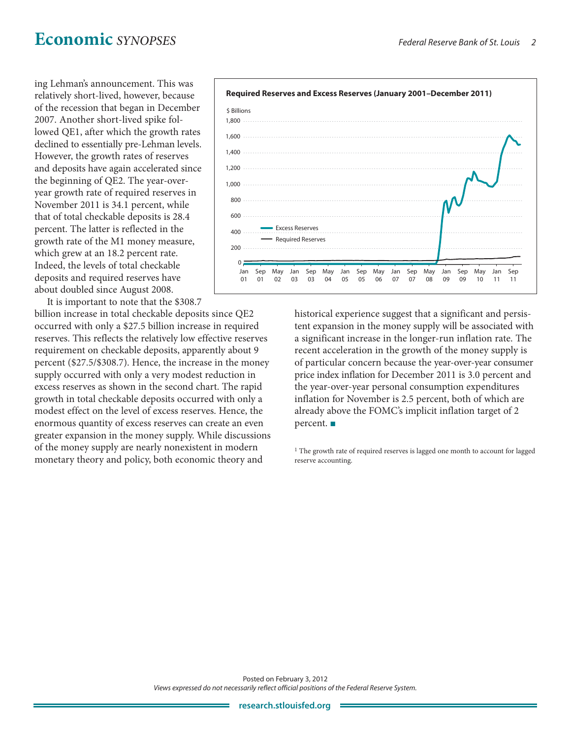ing Lehman's announcement. This was relatively short-lived, however, because of the recession that began in December 2007. Another short-lived spike followed QE1, after which the growth rates declined to essentially pre-Lehman levels. However, the growth rates of reserves and deposits have again accelerated since the beginning of QE2. The year-over-year growth rate of required reserves in November 2011 is 34.1 percent, while that of total checkable deposits is 28.4 percent. The latter is reflected in the growth rate of the M1 money measure, which grew at an 18.2 percent rate. Indeed, the levels of total checkable deposits and required reserves have about doubled since August 2008.

**Required Reserves and Excess Reserves (January 2001–December 2011)**

$ Billions

1,800
1,600
1,400
1,200
1,000
800
600
400
200
0

Excess Reserves
Required Reserves

Jan 01, Sep 01, May 02, Jan 03, Sep 03, May 04, Jan 05, Sep 05, May 06, Jan 07, Sep 07, May 08, Jan 09, Sep 09, May 10, Jan 11, Sep 11

It is important to note that the $308.7 billion increase in total checkable deposits since QE2 occurred with only a $27.5 billion increase in required reserves. This reflects the relatively low effective reserves requirement on checkable deposits, apparently about 9 percent ($27.5/$308.7). Hence, the increase in the money supply occurred with only a very modest reduction in excess reserves as shown in the second chart. The rapid growth in total checkable deposits occurred with only a modest effect on the level of excess reserves. Hence, the enormous quantity of excess reserves can create an even greater expansion in the money supply. While discussions of the money supply are nearly nonexistent in modern monetary theory and policy, both economic theory and historical experience suggest that a significant and persistent expansion in the money supply will be associated with a significant increase in the longer-run inflation rate. The recent acceleration in the growth of the money supply is of particular concern because the year-over-year consumer price index inflation for December 2011 is 3.0 percent and the year-over-year personal consumption expenditures inflation for November is 2.5 percent, both of which are already above the FOMC's implicit inflation target of 2 percent. ■

[1] The growth rate of required reserves is lagged one month to account for lagged reserve accounting.

Posted on February 3, 2012

*Views expressed do not necessarily reflect official positions of the Federal Reserve System.*